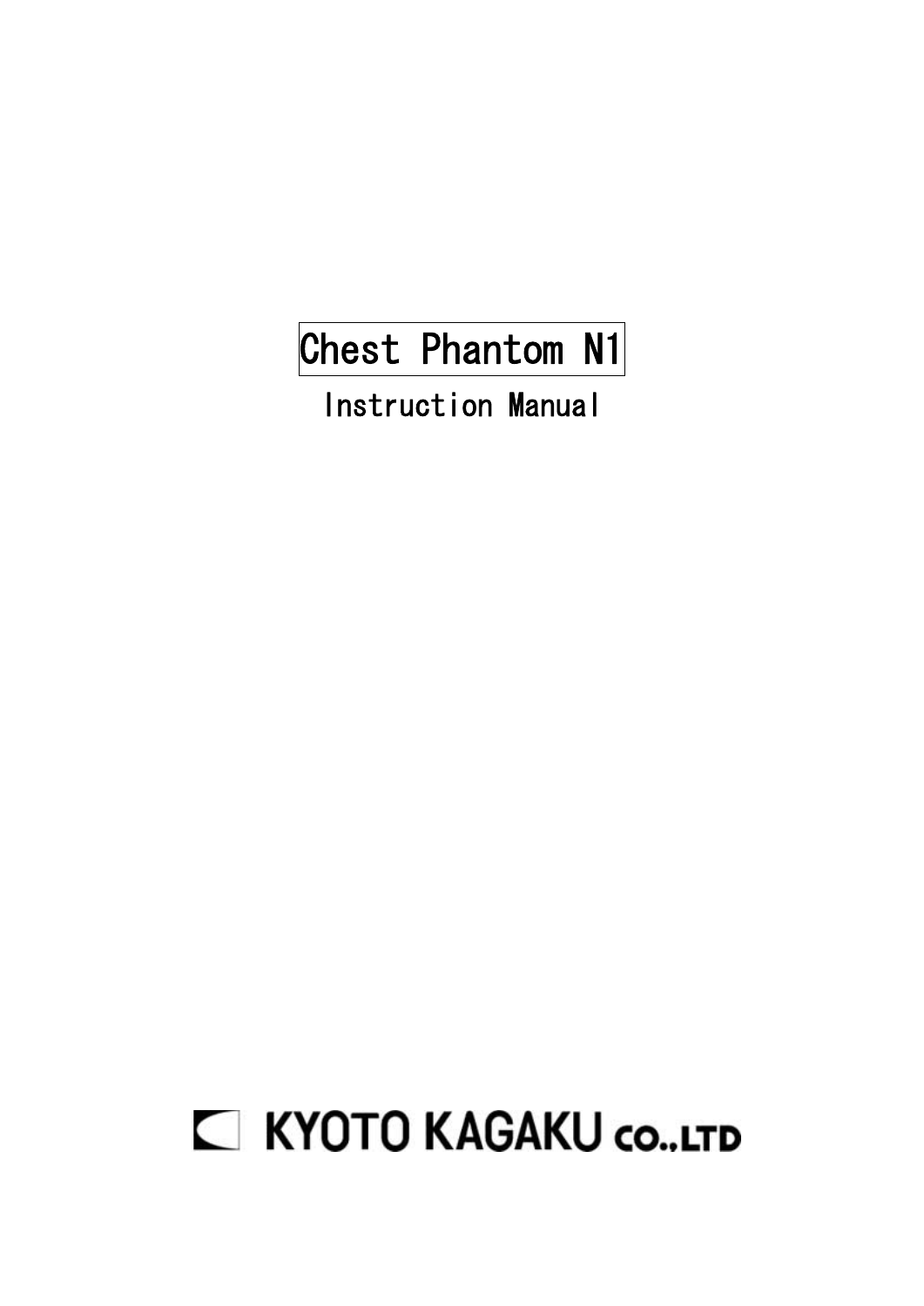# Chest Phantom N1

Instruction Manual

KYOTO KAGAKU CO.,LTD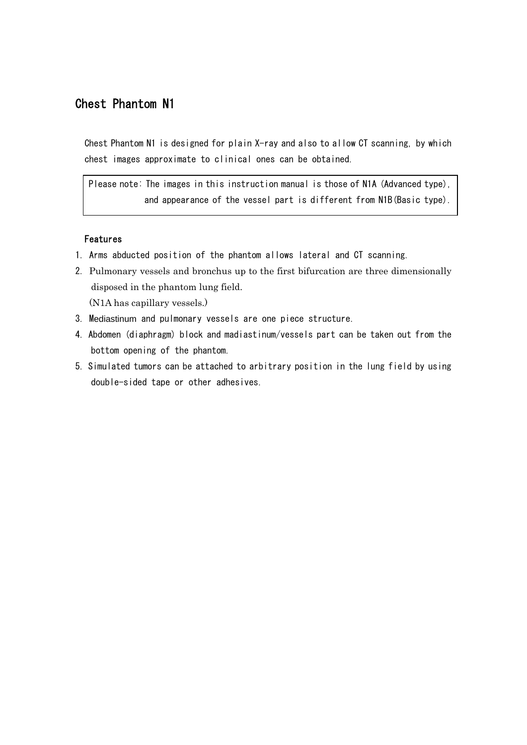# Chest Phantom N1

Chest Phantom N1 is designed for plain X-ray and also to allow CT scanning, by which chest images approximate to clinical ones can be obtained.

> Please note: The images in this instruction manual is those of N1A (Advanced type), and appearance of the vessel part is different from N1B(Basic type).

### Features

1. Arms abducted position of the phantom allows lateral and CT scanning.
2. Pulmonary vessels and bronchus up to the first bifurcation are three dimensionally disposed in the phantom lung field.
   (N1A has capillary vessels.)
3. Mediastinum and pulmonary vessels are one piece structure.
4. Abdomen (diaphragm) block and madiastinum/vessels part can be taken out from the bottom opening of the phantom.
5. Simulated tumors can be attached to arbitrary position in the lung field by using double-sided tape or other adhesives.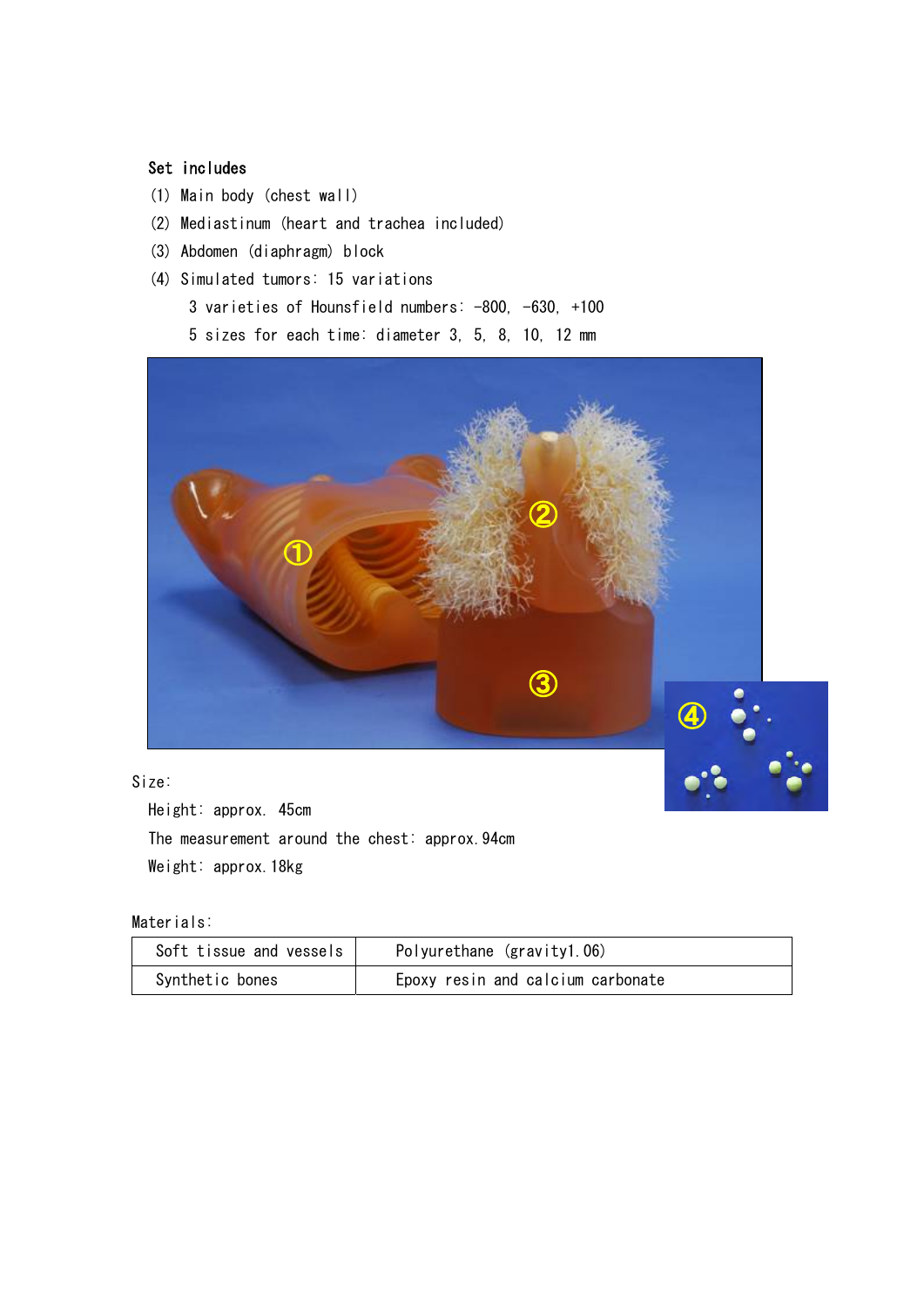**Set includes**

(1) Main body (chest wall)

(2) Mediastinum (heart and trachea included)

(3) Abdomen (diaphragm) block

(4) Simulated tumors: 15 variations

 3 varieties of Hounsfield numbers: -800, -630, +100

 5 sizes for each time: diameter 3, 5, 8, 10, 12 mm

Size:

 Height: approx. 45cm

 The measurement around the chest: approx.94cm

 Weight: approx.18kg

Materials:

| Soft tissue and vessels | Polyurethane (gravity1.06) |
|---|---|
| Synthetic bones | Epoxy resin and calcium carbonate |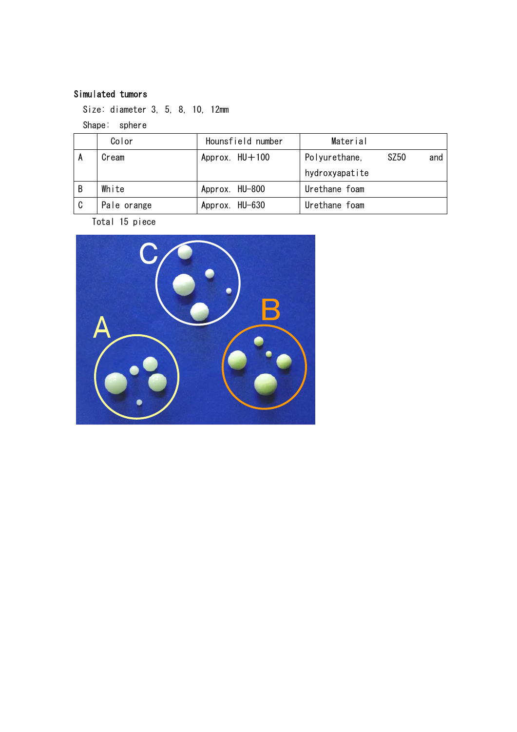**Simulated tumors**

Size: diameter 3, 5, 8, 10, 12mm

Shape: sphere

| | Color | Hounsfield number | Material |
|---|---|---|---|
| A | Cream | Approx. HU+100 | Polyurethane, SZ50 and hydroxyapatite |
| B | White | Approx. HU-800 | Urethane foam |
| C | Pale orange | Approx. HU-630 | Urethane foam |

Total 15 piece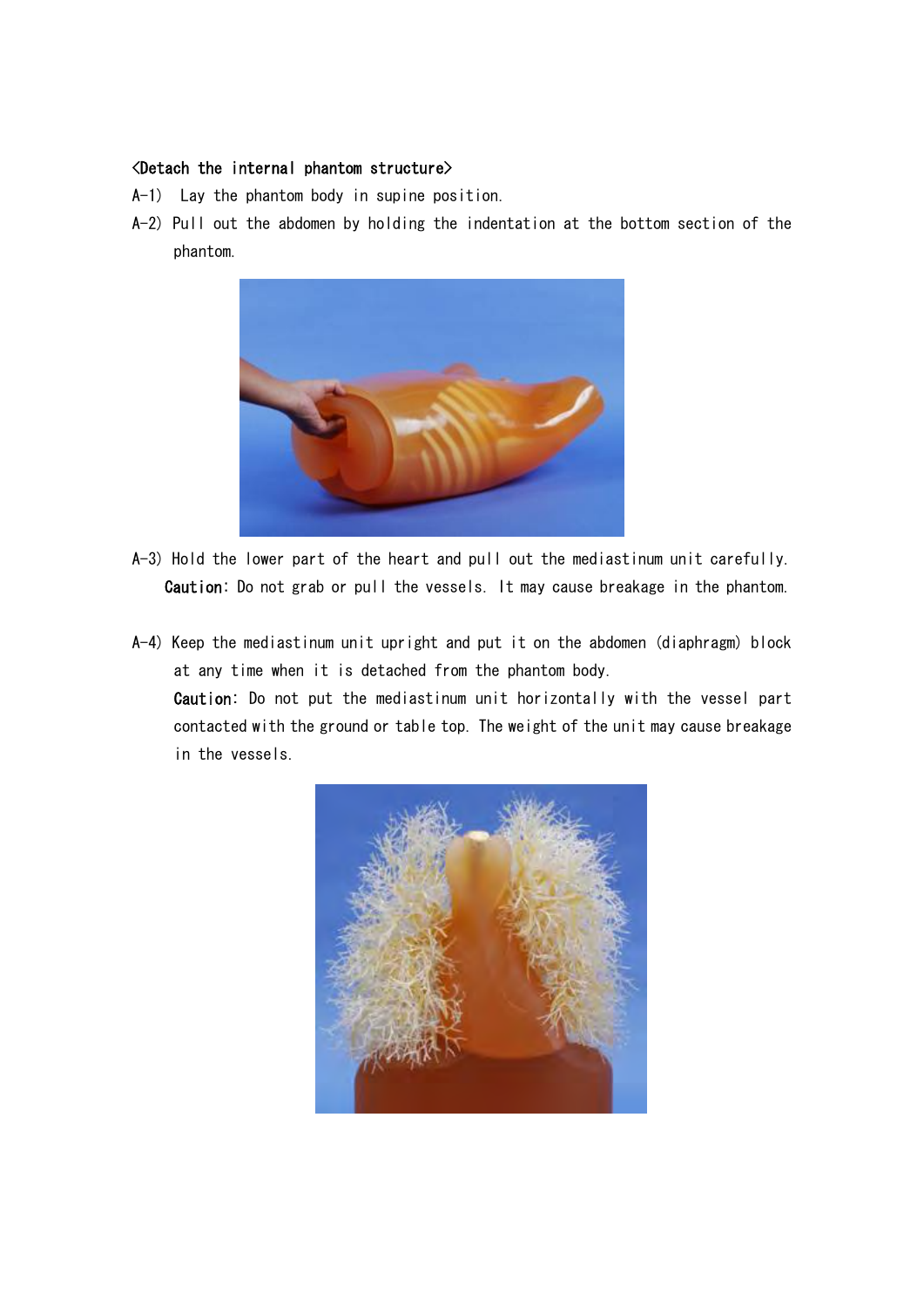<Detach the internal phantom structure>

A-1) Lay the phantom body in supine position.

A-2) Pull out the abdomen by holding the indentation at the bottom section of the phantom.

A-3) Hold the lower part of the heart and pull out the mediastinum unit carefully.

**Caution**: Do not grab or pull the vessels. It may cause breakage in the phantom.

A-4) Keep the mediastinum unit upright and put it on the abdomen (diaphragm) block at any time when it is detached from the phantom body.

**Caution**: Do not put the mediastinum unit horizontally with the vessel part contacted with the ground or table top. The weight of the unit may cause breakage in the vessels.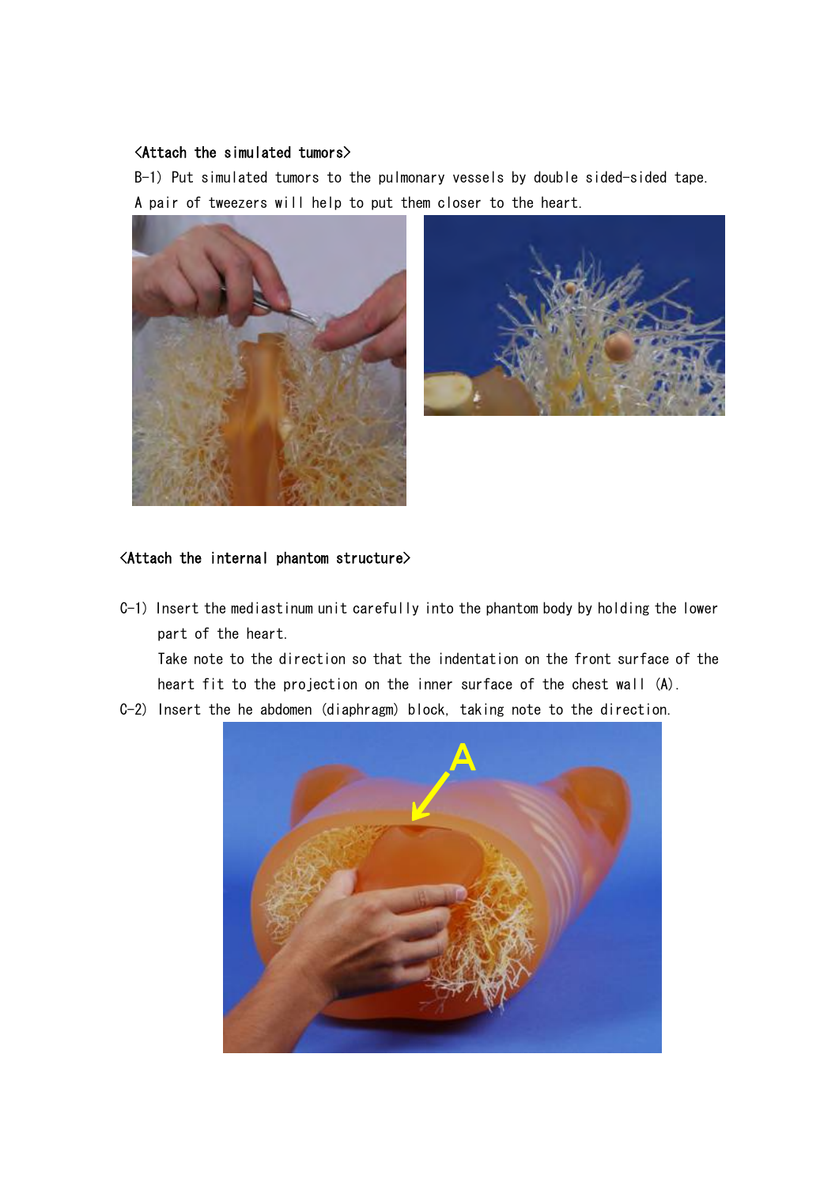<Attach the simulated tumors>

B-1) Put simulated tumors to the pulmonary vessels by double sided-sided tape.
A pair of tweezers will help to put them closer to the heart.

<Attach the internal phantom structure>

C-1) Insert the mediastinum unit carefully into the phantom body by holding the lower part of the heart.
Take note to the direction so that the indentation on the front surface of the heart fit to the projection on the inner surface of the chest wall (A).

C-2) Insert the he abdomen (diaphragm) block, taking note to the direction.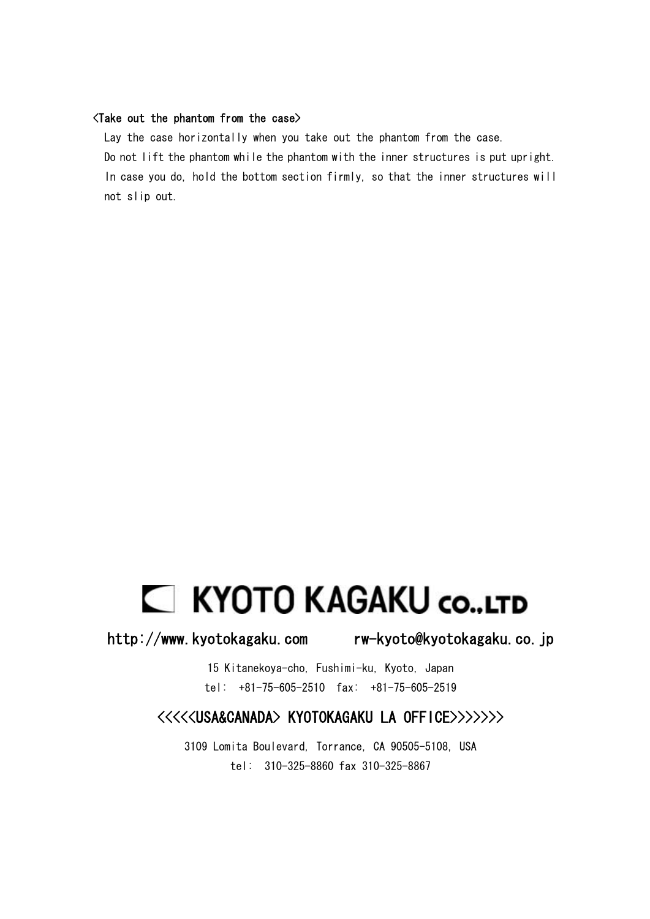### <Take out the phantom from the case>

Lay the case horizontally when you take out the phantom from the case.
Do not lift the phantom while the phantom with the inner structures is put upright.
In case you do, hold the bottom section firmly, so that the inner structures will not slip out.

KYOTO KAGAKU CO.,LTD

http://www.kyotokagaku.com　　rw-kyoto@kyotokagaku.co.jp

15 Kitanekoya-cho, Fushimi-ku, Kyoto, Japan
tel: +81-75-605-2510 fax: +81-75-605-2519

<<<<<USA&CANADA> KYOTOKAGAKU LA OFFICE>>>>>>>

3109 Lomita Boulevard, Torrance, CA 90505-5108, USA
tel: 310-325-8860 fax 310-325-8867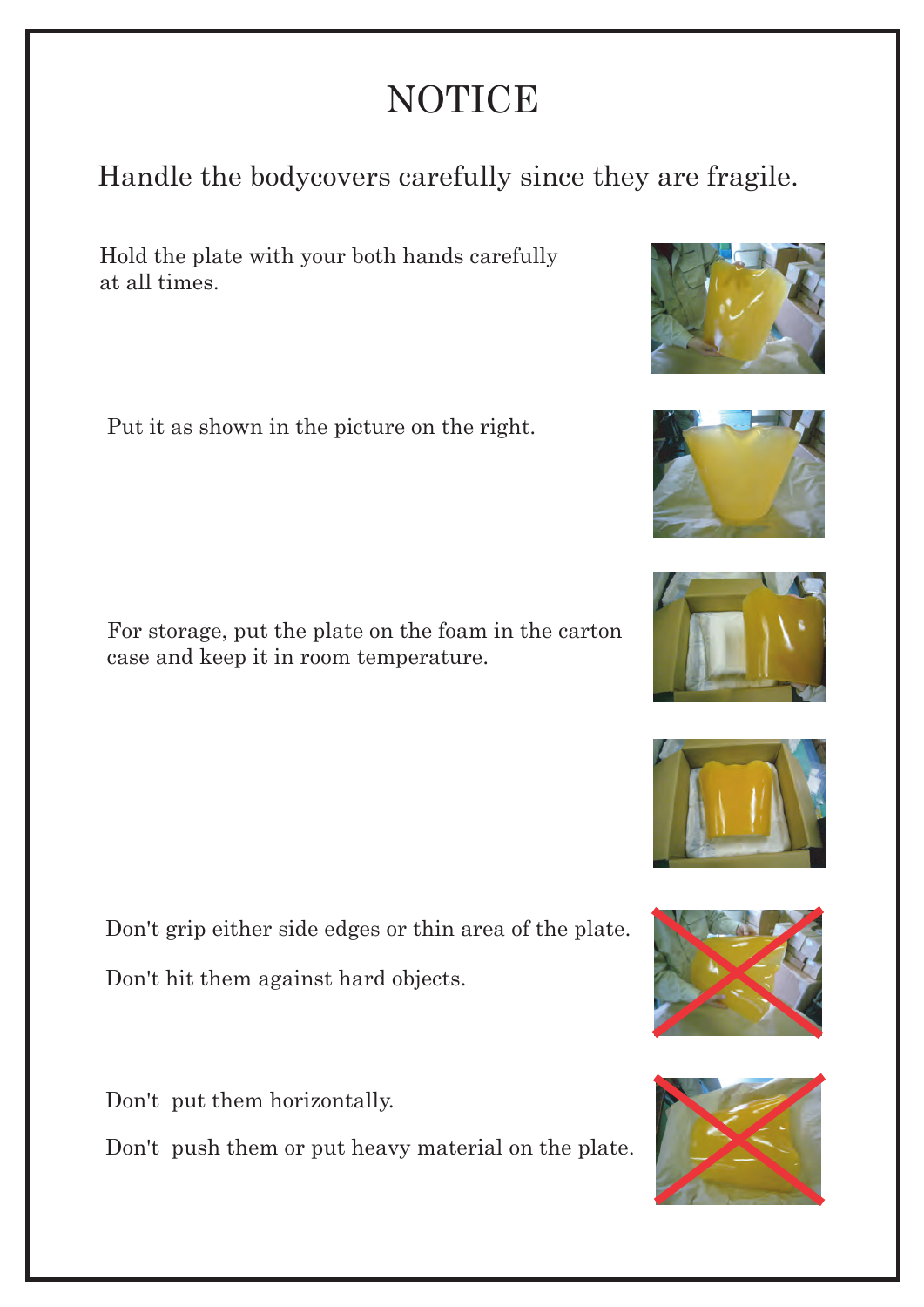# NOTICE

Handle the bodycovers carefully since they are fragile.

Hold the plate with your both hands carefully at all times.

Put it as shown in the picture on the right.

For storage, put the plate on the foam in the carton case and keep it in room temperature.

Don't grip either side edges or thin area of the plate.

Don't hit them against hard objects.

Don't  put them horizontally.

Don't  push them or put heavy material on the plate.